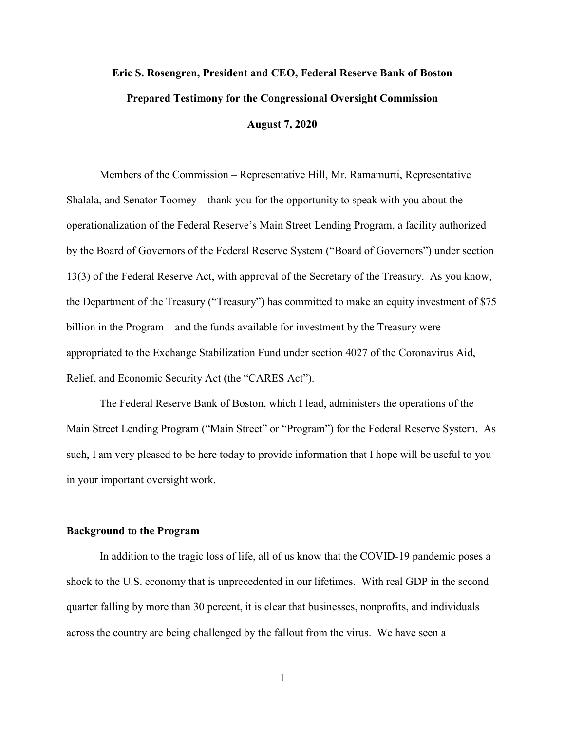**Eric S. Rosengren, President and CEO, Federal Reserve Bank of Boston**

**Prepared Testimony for the Congressional Oversight Commission**

**August 7, 2020**

Members of the Commission – Representative Hill, Mr. Ramamurti, Representative Shalala, and Senator Toomey – thank you for the opportunity to speak with you about the operationalization of the Federal Reserve's Main Street Lending Program, a facility authorized by the Board of Governors of the Federal Reserve System ("Board of Governors") under section 13(3) of the Federal Reserve Act, with approval of the Secretary of the Treasury. As you know, the Department of the Treasury ("Treasury") has committed to make an equity investment of $75 billion in the Program – and the funds available for investment by the Treasury were appropriated to the Exchange Stabilization Fund under section 4027 of the Coronavirus Aid, Relief, and Economic Security Act (the "CARES Act").

The Federal Reserve Bank of Boston, which I lead, administers the operations of the Main Street Lending Program ("Main Street" or "Program") for the Federal Reserve System. As such, I am very pleased to be here today to provide information that I hope will be useful to you in your important oversight work.

## Background to the Program

In addition to the tragic loss of life, all of us know that the COVID-19 pandemic poses a shock to the U.S. economy that is unprecedented in our lifetimes. With real GDP in the second quarter falling by more than 30 percent, it is clear that businesses, nonprofits, and individuals across the country are being challenged by the fallout from the virus. We have seen a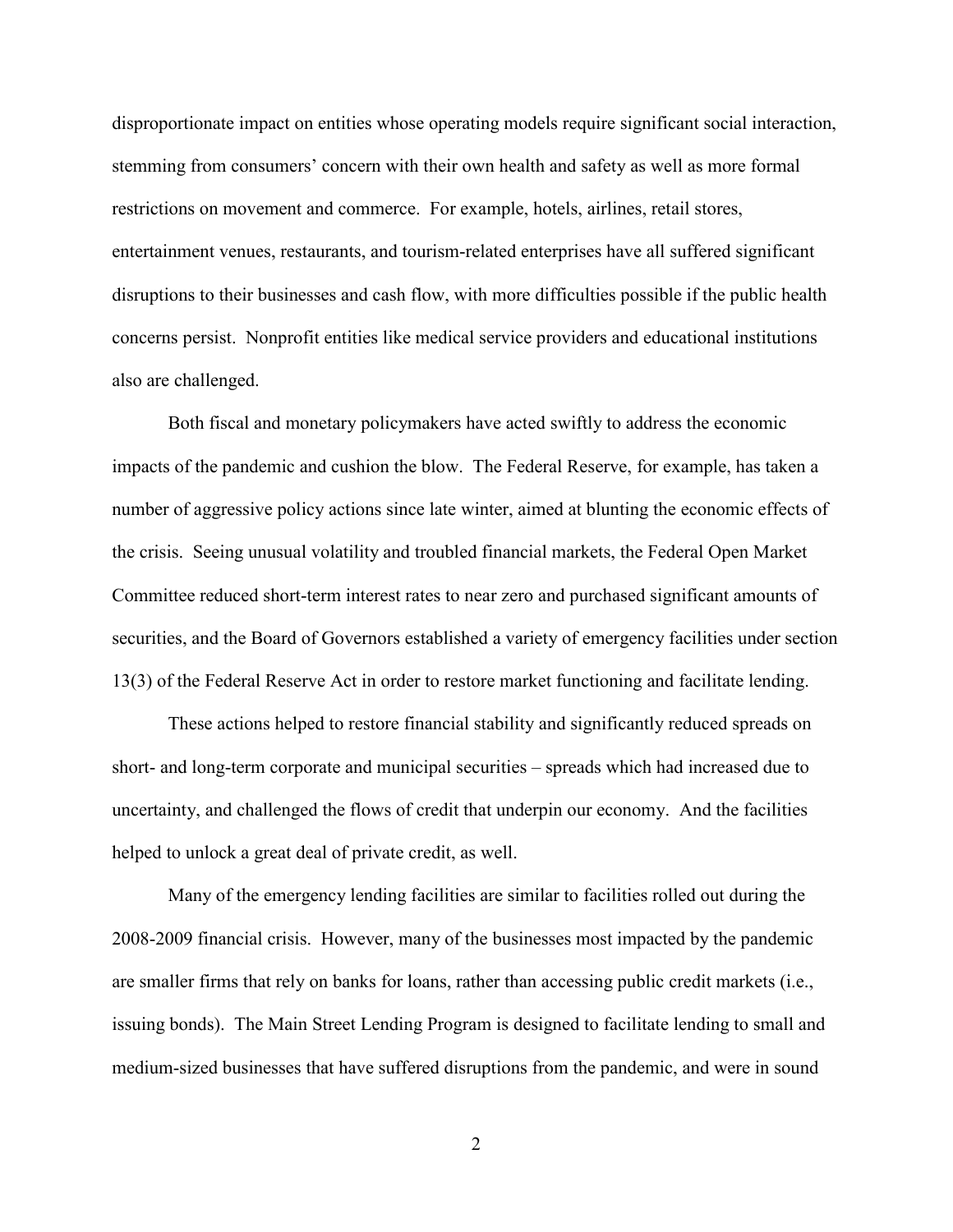disproportionate impact on entities whose operating models require significant social interaction, stemming from consumers' concern with their own health and safety as well as more formal restrictions on movement and commerce. For example, hotels, airlines, retail stores, entertainment venues, restaurants, and tourism-related enterprises have all suffered significant disruptions to their businesses and cash flow, with more difficulties possible if the public health concerns persist. Nonprofit entities like medical service providers and educational institutions also are challenged.

Both fiscal and monetary policymakers have acted swiftly to address the economic impacts of the pandemic and cushion the blow. The Federal Reserve, for example, has taken a number of aggressive policy actions since late winter, aimed at blunting the economic effects of the crisis. Seeing unusual volatility and troubled financial markets, the Federal Open Market Committee reduced short-term interest rates to near zero and purchased significant amounts of securities, and the Board of Governors established a variety of emergency facilities under section 13(3) of the Federal Reserve Act in order to restore market functioning and facilitate lending.

These actions helped to restore financial stability and significantly reduced spreads on short- and long-term corporate and municipal securities – spreads which had increased due to uncertainty, and challenged the flows of credit that underpin our economy. And the facilities helped to unlock a great deal of private credit, as well.

Many of the emergency lending facilities are similar to facilities rolled out during the 2008-2009 financial crisis. However, many of the businesses most impacted by the pandemic are smaller firms that rely on banks for loans, rather than accessing public credit markets (i.e., issuing bonds). The Main Street Lending Program is designed to facilitate lending to small and medium-sized businesses that have suffered disruptions from the pandemic, and were in sound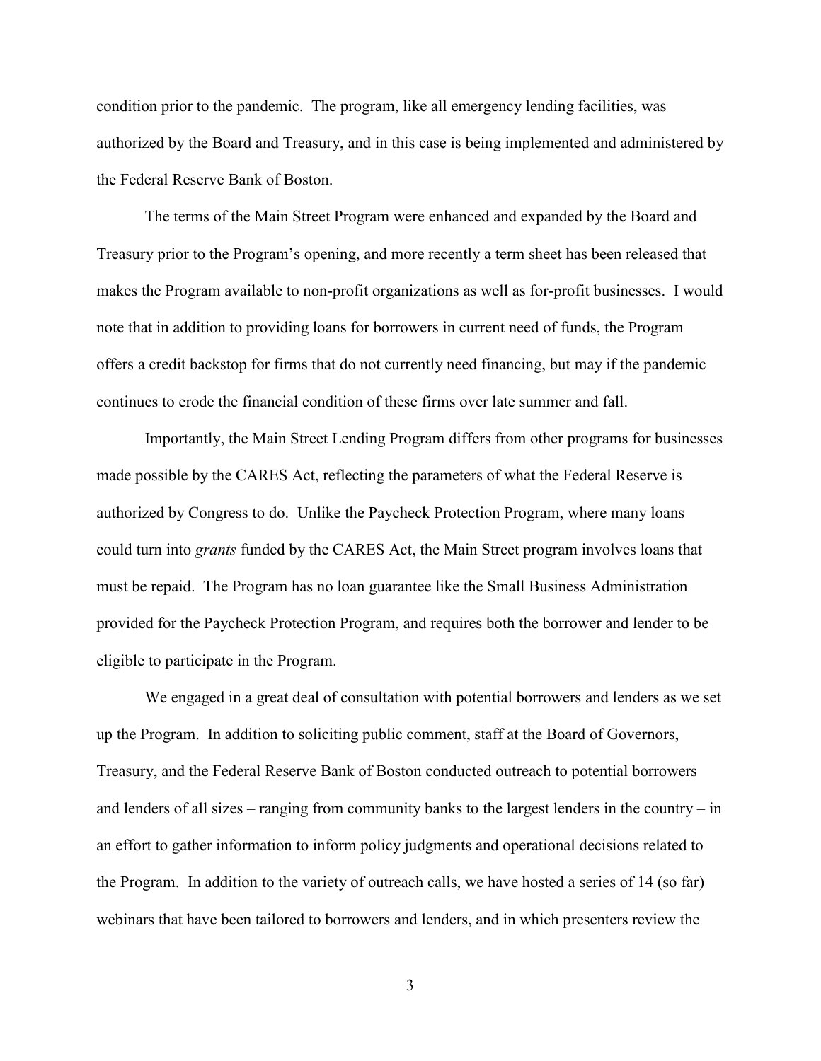condition prior to the pandemic. The program, like all emergency lending facilities, was authorized by the Board and Treasury, and in this case is being implemented and administered by the Federal Reserve Bank of Boston.

The terms of the Main Street Program were enhanced and expanded by the Board and Treasury prior to the Program's opening, and more recently a term sheet has been released that makes the Program available to non-profit organizations as well as for-profit businesses. I would note that in addition to providing loans for borrowers in current need of funds, the Program offers a credit backstop for firms that do not currently need financing, but may if the pandemic continues to erode the financial condition of these firms over late summer and fall.

Importantly, the Main Street Lending Program differs from other programs for businesses made possible by the CARES Act, reflecting the parameters of what the Federal Reserve is authorized by Congress to do. Unlike the Paycheck Protection Program, where many loans could turn into *grants* funded by the CARES Act, the Main Street program involves loans that must be repaid. The Program has no loan guarantee like the Small Business Administration provided for the Paycheck Protection Program, and requires both the borrower and lender to be eligible to participate in the Program.

We engaged in a great deal of consultation with potential borrowers and lenders as we set up the Program. In addition to soliciting public comment, staff at the Board of Governors, Treasury, and the Federal Reserve Bank of Boston conducted outreach to potential borrowers and lenders of all sizes – ranging from community banks to the largest lenders in the country – in an effort to gather information to inform policy judgments and operational decisions related to the Program. In addition to the variety of outreach calls, we have hosted a series of 14 (so far) webinars that have been tailored to borrowers and lenders, and in which presenters review the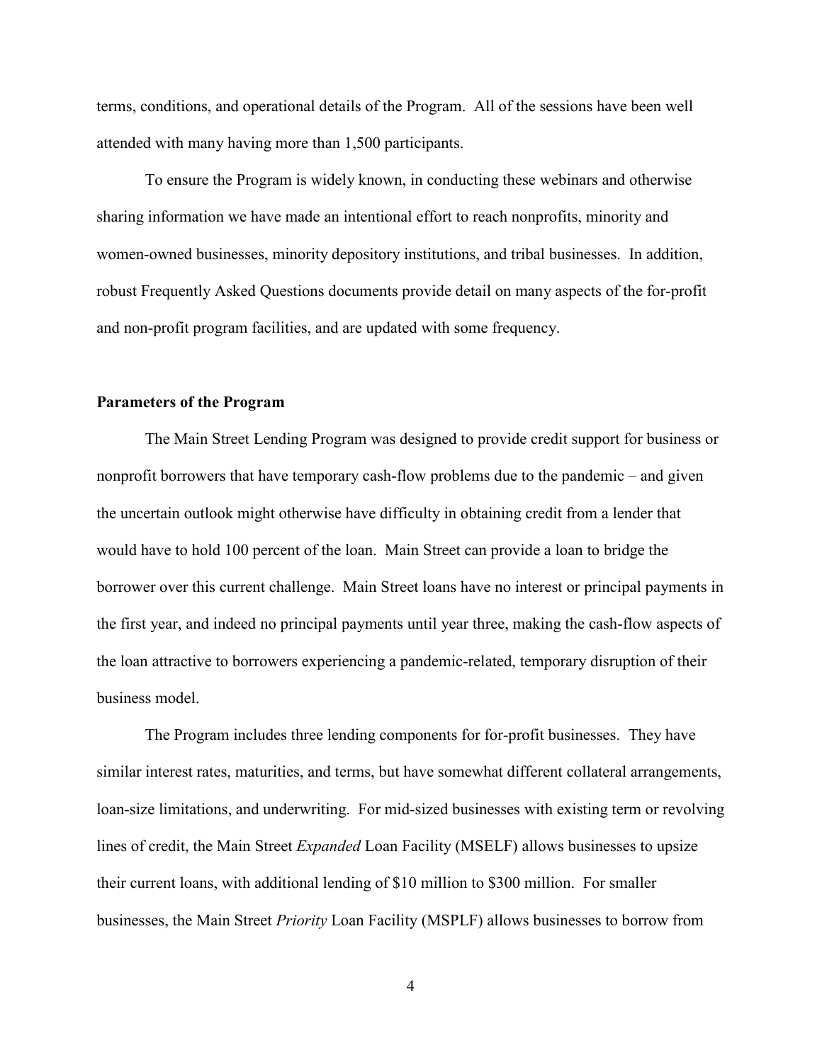terms, conditions, and operational details of the Program. All of the sessions have been well attended with many having more than 1,500 participants.

To ensure the Program is widely known, in conducting these webinars and otherwise sharing information we have made an intentional effort to reach nonprofits, minority and women-owned businesses, minority depository institutions, and tribal businesses. In addition, robust Frequently Asked Questions documents provide detail on many aspects of the for-profit and non-profit program facilities, and are updated with some frequency.

**Parameters of the Program**

The Main Street Lending Program was designed to provide credit support for business or nonprofit borrowers that have temporary cash-flow problems due to the pandemic – and given the uncertain outlook might otherwise have difficulty in obtaining credit from a lender that would have to hold 100 percent of the loan. Main Street can provide a loan to bridge the borrower over this current challenge. Main Street loans have no interest or principal payments in the first year, and indeed no principal payments until year three, making the cash-flow aspects of the loan attractive to borrowers experiencing a pandemic-related, temporary disruption of their business model.

The Program includes three lending components for for-profit businesses. They have similar interest rates, maturities, and terms, but have somewhat different collateral arrangements, loan-size limitations, and underwriting. For mid-sized businesses with existing term or revolving lines of credit, the Main Street *Expanded* Loan Facility (MSELF) allows businesses to upsize their current loans, with additional lending of $10 million to $300 million. For smaller businesses, the Main Street *Priority* Loan Facility (MSPLF) allows businesses to borrow from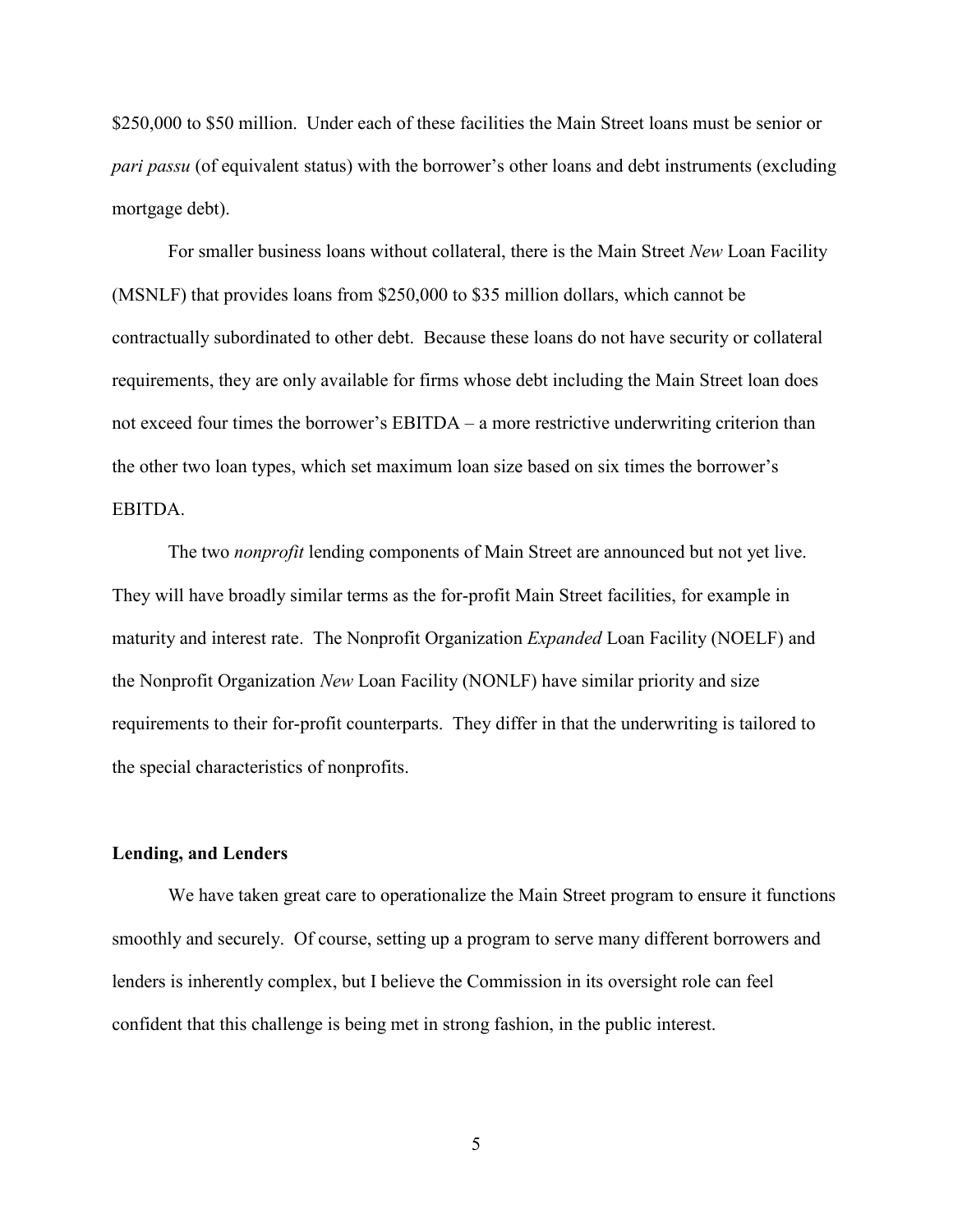$250,000 to $50 million. Under each of these facilities the Main Street loans must be senior or *pari passu* (of equivalent status) with the borrower's other loans and debt instruments (excluding mortgage debt).

For smaller business loans without collateral, there is the Main Street *New* Loan Facility (MSNLF) that provides loans from $250,000 to $35 million dollars, which cannot be contractually subordinated to other debt. Because these loans do not have security or collateral requirements, they are only available for firms whose debt including the Main Street loan does not exceed four times the borrower's EBITDA – a more restrictive underwriting criterion than the other two loan types, which set maximum loan size based on six times the borrower's EBITDA.

The two *nonprofit* lending components of Main Street are announced but not yet live. They will have broadly similar terms as the for-profit Main Street facilities, for example in maturity and interest rate. The Nonprofit Organization *Expanded* Loan Facility (NOELF) and the Nonprofit Organization *New* Loan Facility (NONLF) have similar priority and size requirements to their for-profit counterparts. They differ in that the underwriting is tailored to the special characteristics of nonprofits.

**Lending, and Lenders**

We have taken great care to operationalize the Main Street program to ensure it functions smoothly and securely. Of course, setting up a program to serve many different borrowers and lenders is inherently complex, but I believe the Commission in its oversight role can feel confident that this challenge is being met in strong fashion, in the public interest.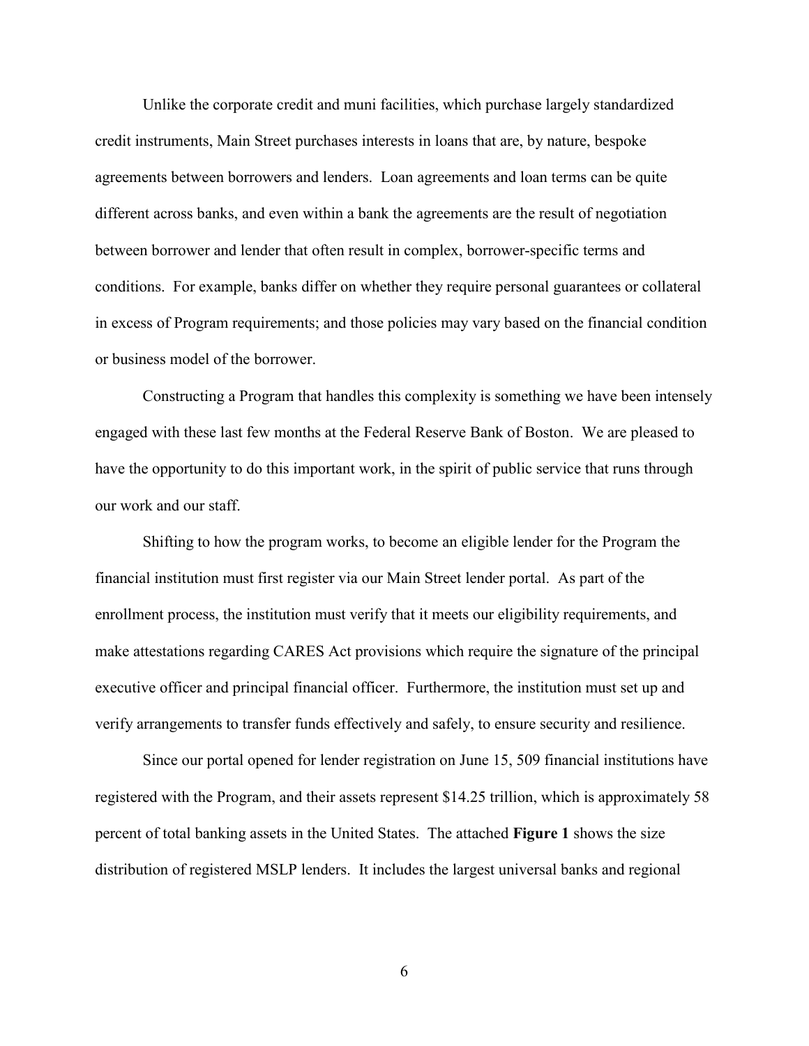Unlike the corporate credit and muni facilities, which purchase largely standardized credit instruments, Main Street purchases interests in loans that are, by nature, bespoke agreements between borrowers and lenders. Loan agreements and loan terms can be quite different across banks, and even within a bank the agreements are the result of negotiation between borrower and lender that often result in complex, borrower-specific terms and conditions. For example, banks differ on whether they require personal guarantees or collateral in excess of Program requirements; and those policies may vary based on the financial condition or business model of the borrower.

Constructing a Program that handles this complexity is something we have been intensely engaged with these last few months at the Federal Reserve Bank of Boston. We are pleased to have the opportunity to do this important work, in the spirit of public service that runs through our work and our staff.

Shifting to how the program works, to become an eligible lender for the Program the financial institution must first register via our Main Street lender portal. As part of the enrollment process, the institution must verify that it meets our eligibility requirements, and make attestations regarding CARES Act provisions which require the signature of the principal executive officer and principal financial officer. Furthermore, the institution must set up and verify arrangements to transfer funds effectively and safely, to ensure security and resilience.

Since our portal opened for lender registration on June 15, 509 financial institutions have registered with the Program, and their assets represent $14.25 trillion, which is approximately 58 percent of total banking assets in the United States. The attached **Figure 1** shows the size distribution of registered MSLP lenders. It includes the largest universal banks and regional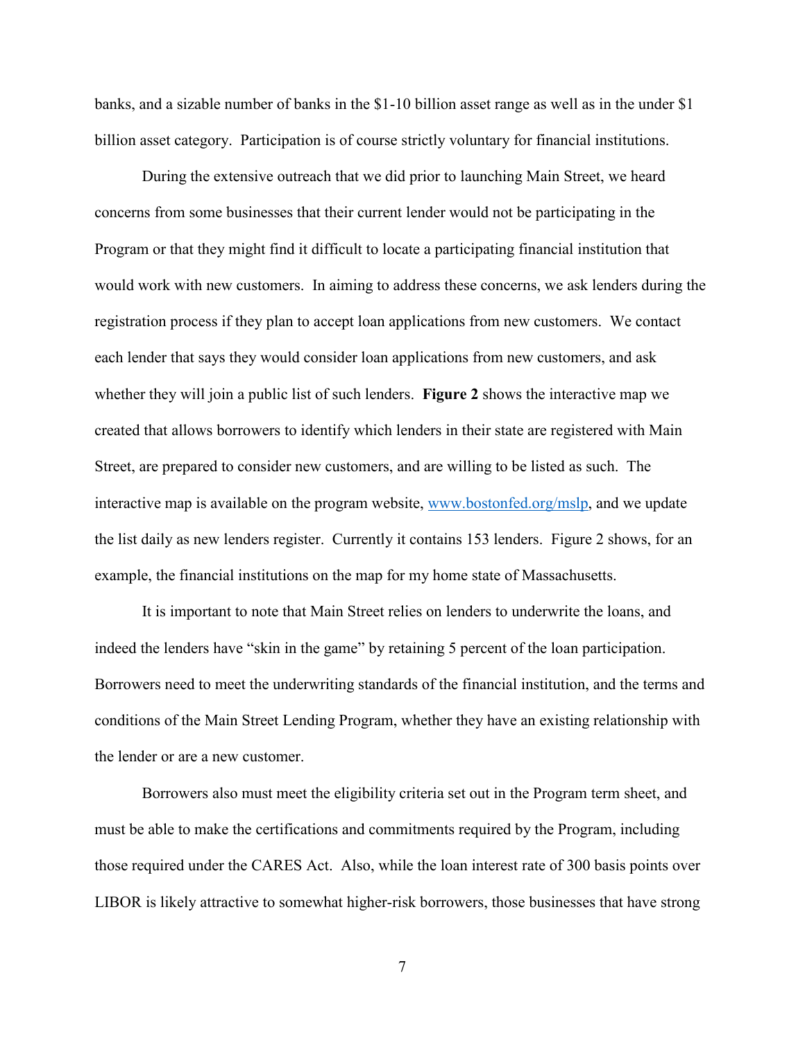banks, and a sizable number of banks in the $1-10 billion asset range as well as in the under $1 billion asset category. Participation is of course strictly voluntary for financial institutions.

During the extensive outreach that we did prior to launching Main Street, we heard concerns from some businesses that their current lender would not be participating in the Program or that they might find it difficult to locate a participating financial institution that would work with new customers. In aiming to address these concerns, we ask lenders during the registration process if they plan to accept loan applications from new customers. We contact each lender that says they would consider loan applications from new customers, and ask whether they will join a public list of such lenders. **Figure 2** shows the interactive map we created that allows borrowers to identify which lenders in their state are registered with Main Street, are prepared to consider new customers, and are willing to be listed as such. The interactive map is available on the program website, [www.bostonfed.org/mslp](www.bostonfed.org/mslp), and we update the list daily as new lenders register. Currently it contains 153 lenders. Figure 2 shows, for an example, the financial institutions on the map for my home state of Massachusetts.

It is important to note that Main Street relies on lenders to underwrite the loans, and indeed the lenders have "skin in the game" by retaining 5 percent of the loan participation. Borrowers need to meet the underwriting standards of the financial institution, and the terms and conditions of the Main Street Lending Program, whether they have an existing relationship with the lender or are a new customer.

Borrowers also must meet the eligibility criteria set out in the Program term sheet, and must be able to make the certifications and commitments required by the Program, including those required under the CARES Act. Also, while the loan interest rate of 300 basis points over LIBOR is likely attractive to somewhat higher-risk borrowers, those businesses that have strong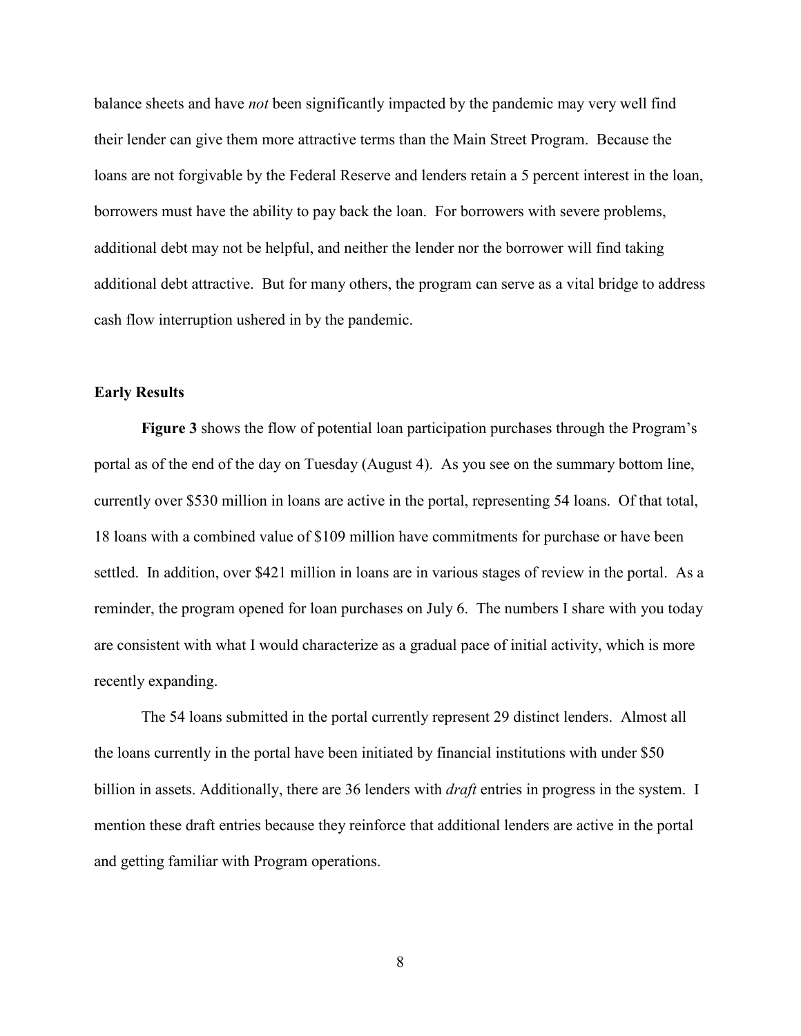balance sheets and have *not* been significantly impacted by the pandemic may very well find their lender can give them more attractive terms than the Main Street Program. Because the loans are not forgivable by the Federal Reserve and lenders retain a 5 percent interest in the loan, borrowers must have the ability to pay back the loan. For borrowers with severe problems, additional debt may not be helpful, and neither the lender nor the borrower will find taking additional debt attractive. But for many others, the program can serve as a vital bridge to address cash flow interruption ushered in by the pandemic.

**Early Results**

**Figure 3** shows the flow of potential loan participation purchases through the Program's portal as of the end of the day on Tuesday (August 4). As you see on the summary bottom line, currently over $530 million in loans are active in the portal, representing 54 loans. Of that total, 18 loans with a combined value of $109 million have commitments for purchase or have been settled. In addition, over $421 million in loans are in various stages of review in the portal. As a reminder, the program opened for loan purchases on July 6. The numbers I share with you today are consistent with what I would characterize as a gradual pace of initial activity, which is more recently expanding.

The 54 loans submitted in the portal currently represent 29 distinct lenders. Almost all the loans currently in the portal have been initiated by financial institutions with under $50 billion in assets. Additionally, there are 36 lenders with *draft* entries in progress in the system. I mention these draft entries because they reinforce that additional lenders are active in the portal and getting familiar with Program operations.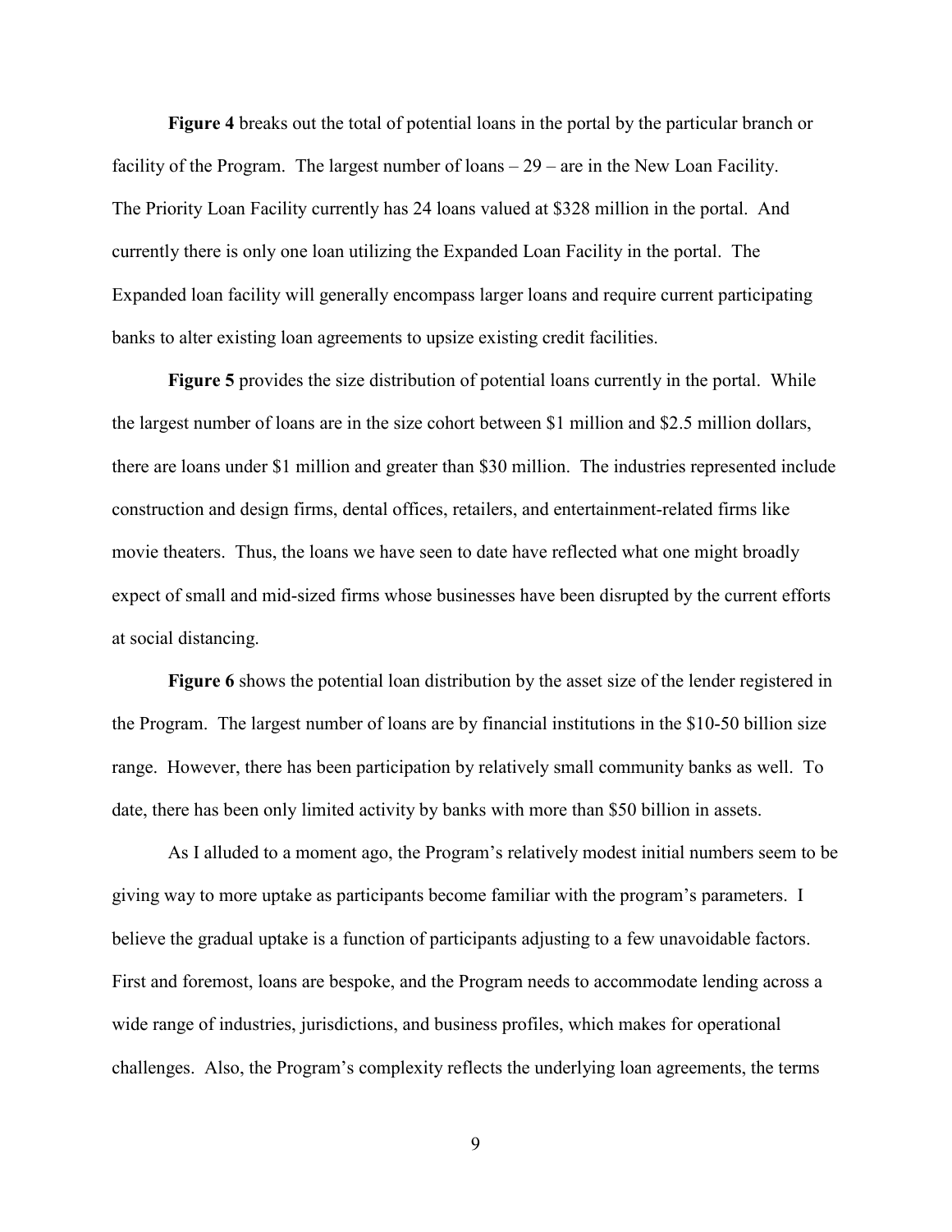**Figure 4** breaks out the total of potential loans in the portal by the particular branch or facility of the Program. The largest number of loans – 29 – are in the New Loan Facility. The Priority Loan Facility currently has 24 loans valued at $328 million in the portal. And currently there is only one loan utilizing the Expanded Loan Facility in the portal. The Expanded loan facility will generally encompass larger loans and require current participating banks to alter existing loan agreements to upsize existing credit facilities.

**Figure 5** provides the size distribution of potential loans currently in the portal. While the largest number of loans are in the size cohort between $1 million and $2.5 million dollars, there are loans under $1 million and greater than $30 million. The industries represented include construction and design firms, dental offices, retailers, and entertainment-related firms like movie theaters. Thus, the loans we have seen to date have reflected what one might broadly expect of small and mid-sized firms whose businesses have been disrupted by the current efforts at social distancing.

**Figure 6** shows the potential loan distribution by the asset size of the lender registered in the Program. The largest number of loans are by financial institutions in the $10-50 billion size range. However, there has been participation by relatively small community banks as well. To date, there has been only limited activity by banks with more than $50 billion in assets.

As I alluded to a moment ago, the Program's relatively modest initial numbers seem to be giving way to more uptake as participants become familiar with the program's parameters. I believe the gradual uptake is a function of participants adjusting to a few unavoidable factors. First and foremost, loans are bespoke, and the Program needs to accommodate lending across a wide range of industries, jurisdictions, and business profiles, which makes for operational challenges. Also, the Program's complexity reflects the underlying loan agreements, the terms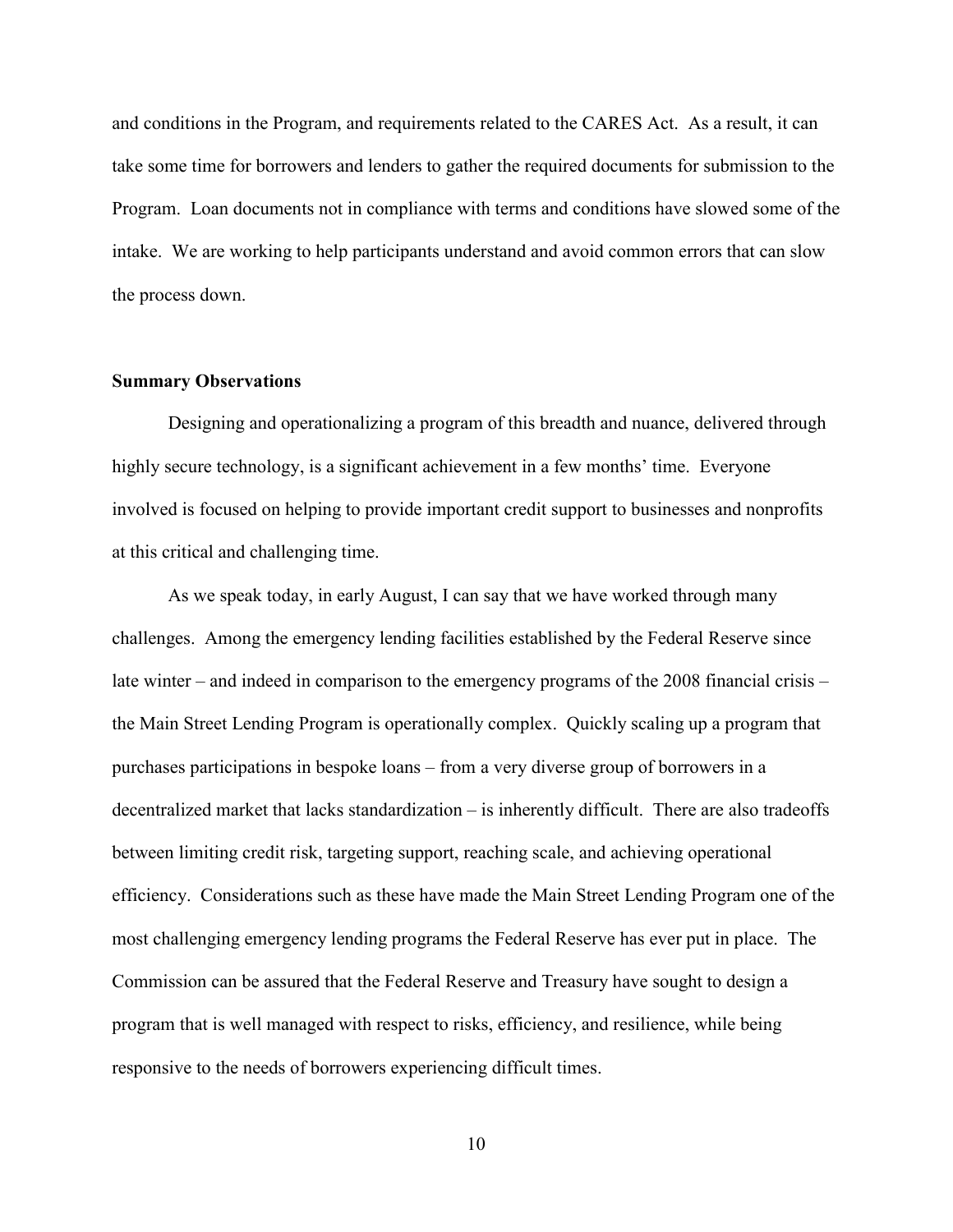and conditions in the Program, and requirements related to the CARES Act. As a result, it can take some time for borrowers and lenders to gather the required documents for submission to the Program. Loan documents not in compliance with terms and conditions have slowed some of the intake. We are working to help participants understand and avoid common errors that can slow the process down.

**Summary Observations**

Designing and operationalizing a program of this breadth and nuance, delivered through highly secure technology, is a significant achievement in a few months' time. Everyone involved is focused on helping to provide important credit support to businesses and nonprofits at this critical and challenging time.

As we speak today, in early August, I can say that we have worked through many challenges. Among the emergency lending facilities established by the Federal Reserve since late winter – and indeed in comparison to the emergency programs of the 2008 financial crisis – the Main Street Lending Program is operationally complex. Quickly scaling up a program that purchases participations in bespoke loans – from a very diverse group of borrowers in a decentralized market that lacks standardization – is inherently difficult. There are also tradeoffs between limiting credit risk, targeting support, reaching scale, and achieving operational efficiency. Considerations such as these have made the Main Street Lending Program one of the most challenging emergency lending programs the Federal Reserve has ever put in place. The Commission can be assured that the Federal Reserve and Treasury have sought to design a program that is well managed with respect to risks, efficiency, and resilience, while being responsive to the needs of borrowers experiencing difficult times.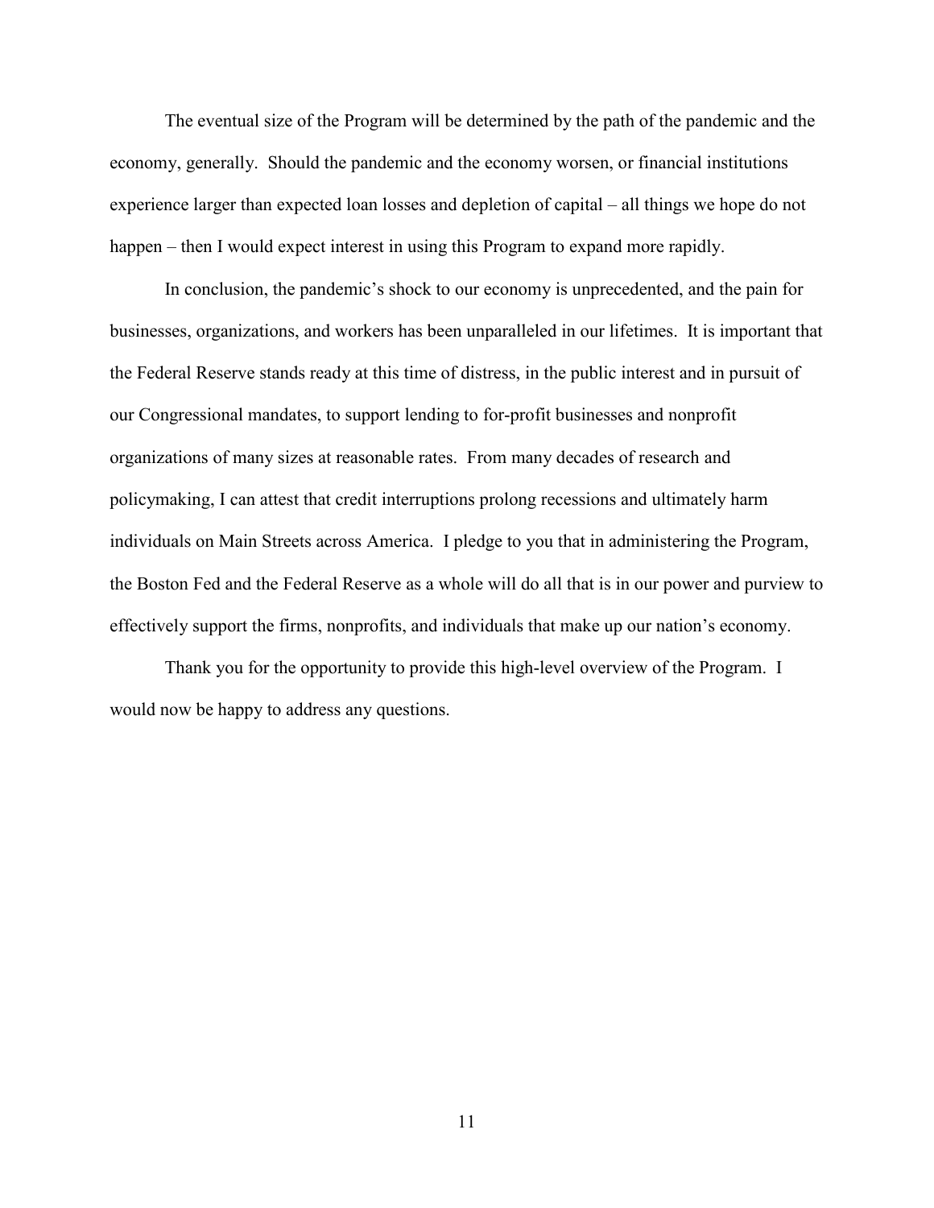The eventual size of the Program will be determined by the path of the pandemic and the economy, generally. Should the pandemic and the economy worsen, or financial institutions experience larger than expected loan losses and depletion of capital – all things we hope do not happen – then I would expect interest in using this Program to expand more rapidly.

In conclusion, the pandemic's shock to our economy is unprecedented, and the pain for businesses, organizations, and workers has been unparalleled in our lifetimes. It is important that the Federal Reserve stands ready at this time of distress, in the public interest and in pursuit of our Congressional mandates, to support lending to for-profit businesses and nonprofit organizations of many sizes at reasonable rates. From many decades of research and policymaking, I can attest that credit interruptions prolong recessions and ultimately harm individuals on Main Streets across America. I pledge to you that in administering the Program, the Boston Fed and the Federal Reserve as a whole will do all that is in our power and purview to effectively support the firms, nonprofits, and individuals that make up our nation's economy.

Thank you for the opportunity to provide this high-level overview of the Program. I would now be happy to address any questions.